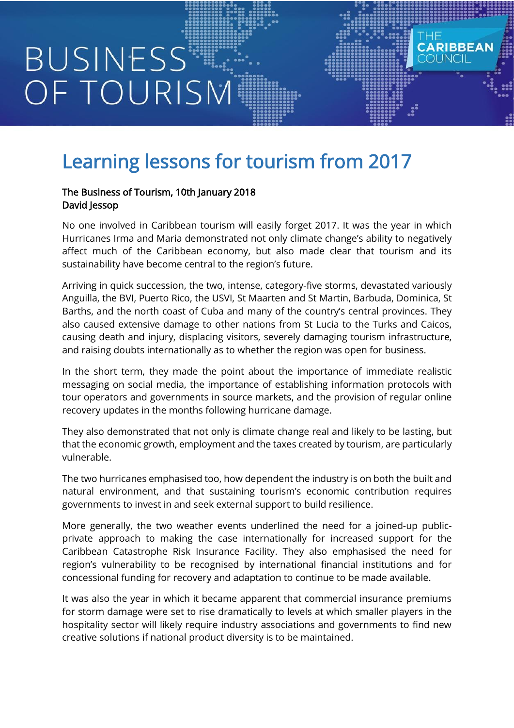# BUSINESS OF TOURISM

THE CARIBBEAN COUNCIL

## Learning lessons for tourism from 2017

The Business of Tourism, 10th January 2018
David Jessop

No one involved in Caribbean tourism will easily forget 2017. It was the year in which Hurricanes Irma and Maria demonstrated not only climate change's ability to negatively affect much of the Caribbean economy, but also made clear that tourism and its sustainability have become central to the region's future.

Arriving in quick succession, the two, intense, category-five storms, devastated variously Anguilla, the BVI, Puerto Rico, the USVI, St Maarten and St Martin, Barbuda, Dominica, St Barths, and the north coast of Cuba and many of the country's central provinces. They also caused extensive damage to other nations from St Lucia to the Turks and Caicos, causing death and injury, displacing visitors, severely damaging tourism infrastructure, and raising doubts internationally as to whether the region was open for business.

In the short term, they made the point about the importance of immediate realistic messaging on social media, the importance of establishing information protocols with tour operators and governments in source markets, and the provision of regular online recovery updates in the months following hurricane damage.

They also demonstrated that not only is climate change real and likely to be lasting, but that the economic growth, employment and the taxes created by tourism, are particularly vulnerable.

The two hurricanes emphasised too, how dependent the industry is on both the built and natural environment, and that sustaining tourism's economic contribution requires governments to invest in and seek external support to build resilience.

More generally, the two weather events underlined the need for a joined-up public-private approach to making the case internationally for increased support for the Caribbean Catastrophe Risk Insurance Facility. They also emphasised the need for region's vulnerability to be recognised by international financial institutions and for concessional funding for recovery and adaptation to continue to be made available.

It was also the year in which it became apparent that commercial insurance premiums for storm damage were set to rise dramatically to levels at which smaller players in the hospitality sector will likely require industry associations and governments to find new creative solutions if national product diversity is to be maintained.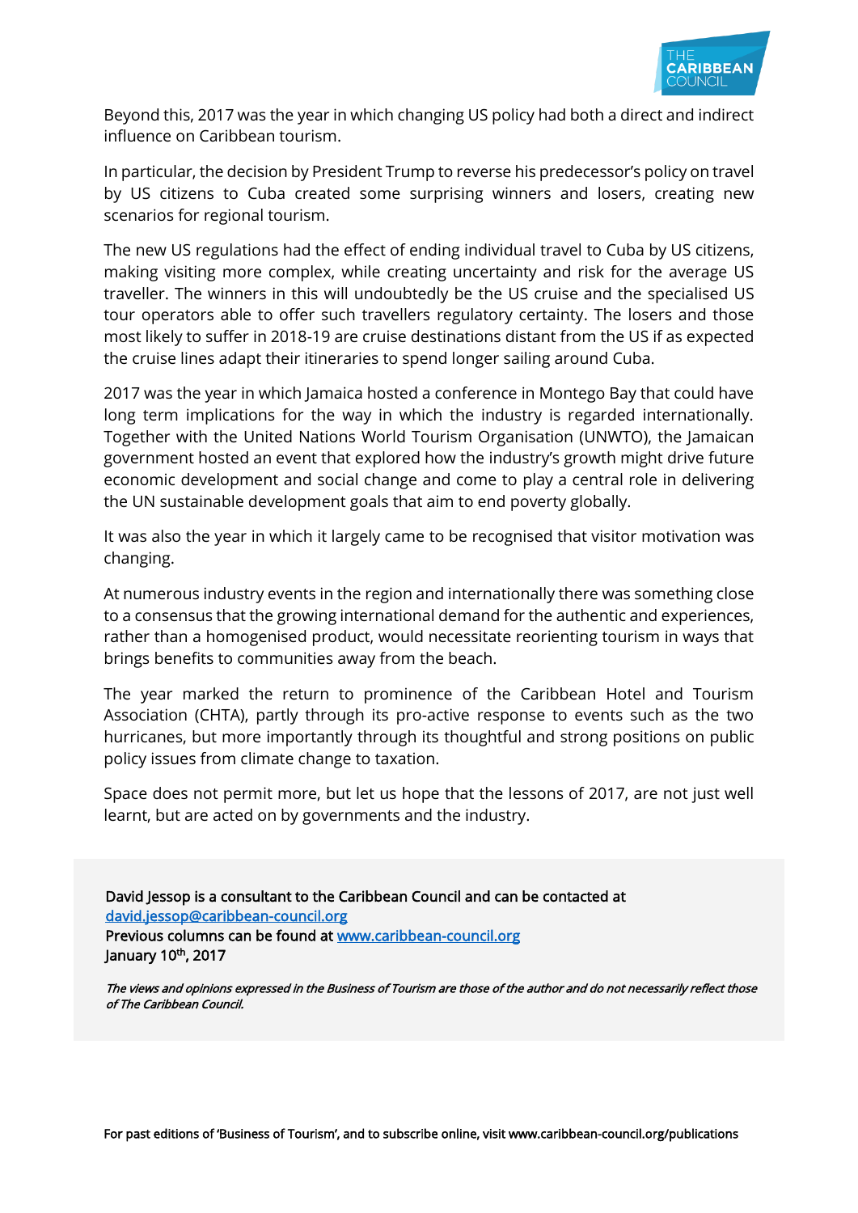Beyond this, 2017 was the year in which changing US policy had both a direct and indirect influence on Caribbean tourism.

In particular, the decision by President Trump to reverse his predecessor's policy on travel by US citizens to Cuba created some surprising winners and losers, creating new scenarios for regional tourism.

The new US regulations had the effect of ending individual travel to Cuba by US citizens, making visiting more complex, while creating uncertainty and risk for the average US traveller. The winners in this will undoubtedly be the US cruise and the specialised US tour operators able to offer such travellers regulatory certainty. The losers and those most likely to suffer in 2018-19 are cruise destinations distant from the US if as expected the cruise lines adapt their itineraries to spend longer sailing around Cuba.

2017 was the year in which Jamaica hosted a conference in Montego Bay that could have long term implications for the way in which the industry is regarded internationally. Together with the United Nations World Tourism Organisation (UNWTO), the Jamaican government hosted an event that explored how the industry's growth might drive future economic development and social change and come to play a central role in delivering the UN sustainable development goals that aim to end poverty globally.

It was also the year in which it largely came to be recognised that visitor motivation was changing.

At numerous industry events in the region and internationally there was something close to a consensus that the growing international demand for the authentic and experiences, rather than a homogenised product, would necessitate reorienting tourism in ways that brings benefits to communities away from the beach.

The year marked the return to prominence of the Caribbean Hotel and Tourism Association (CHTA), partly through its pro-active response to events such as the two hurricanes, but more importantly through its thoughtful and strong positions on public policy issues from climate change to taxation.

Space does not permit more, but let us hope that the lessons of 2017, are not just well learnt, but are acted on by governments and the industry.

**David Jessop is a consultant to the Caribbean Council and can be contacted at [david.jessop@caribbean-council.org](mailto:david.jessop@caribbean-council.org)**
**Previous columns can be found at [www.caribbean-council.org](http://www.caribbean-council.org)**
**January 10th, 2017**

***The views and opinions expressed in the Business of Tourism are those of the author and do not necessarily reflect those of The Caribbean Council.***

**For past editions of 'Business of Tourism', and to subscribe online, visit www.caribbean-council.org/publications**